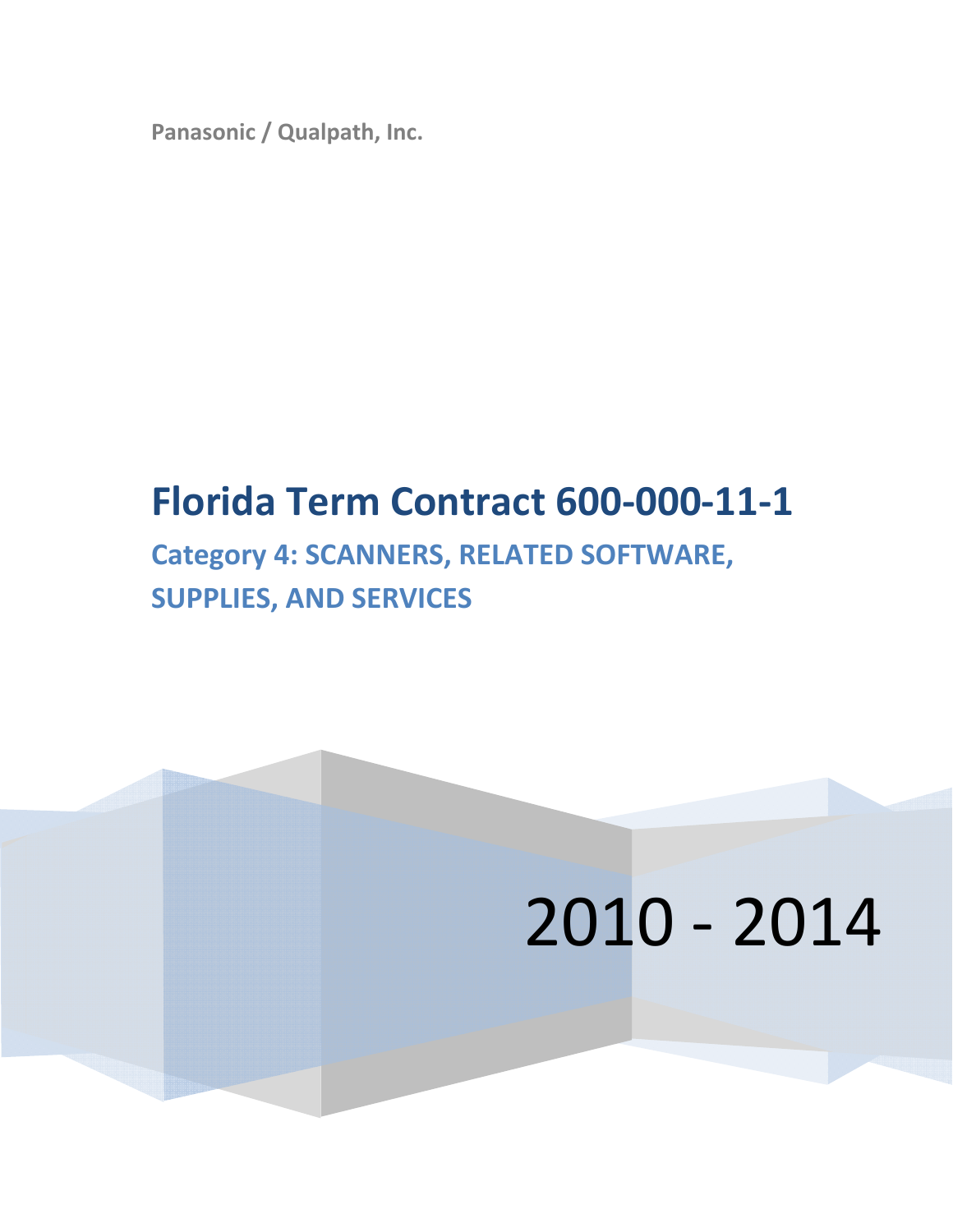Panasonic / Qualpath, Inc.

# Florida Term Contract 600-000-11-1

## Category 4: SCANNERS, RELATED SOFTWARE, SUPPLIES, AND SERVICES

2010 - 2014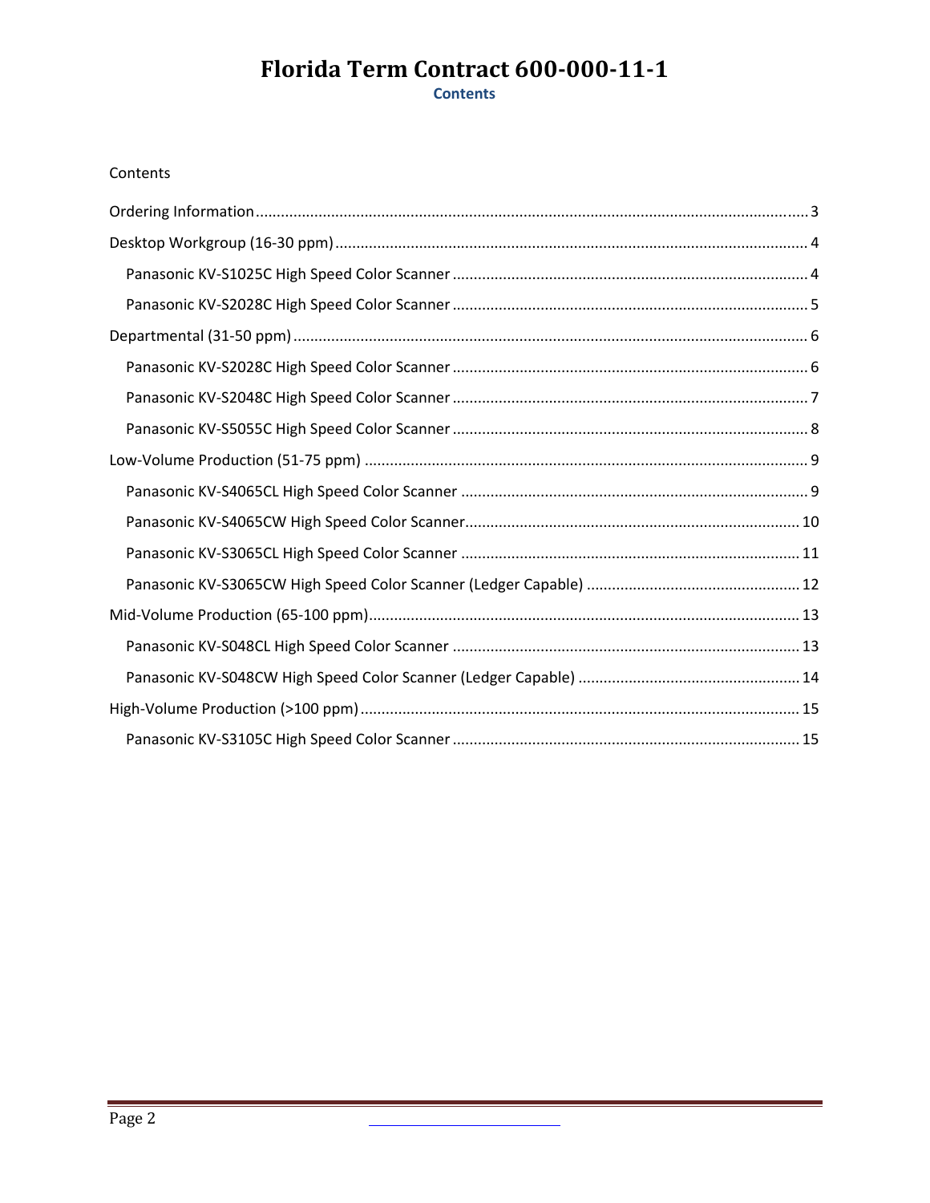# Florida Term Contract 600-000-11-1

**Contents**

Contents

- Ordering Information ........ 3
- Desktop Workgroup (16-30 ppm) ........ 4
  - Panasonic KV-S1025C High Speed Color Scanner ........ 4
  - Panasonic KV-S2028C High Speed Color Scanner ........ 5
- Departmental (31-50 ppm) ........ 6
  - Panasonic KV-S2028C High Speed Color Scanner ........ 6
  - Panasonic KV-S2048C High Speed Color Scanner ........ 7
  - Panasonic KV-S5055C High Speed Color Scanner ........ 8
- Low-Volume Production (51-75 ppm) ........ 9
  - Panasonic KV-S4065CL High Speed Color Scanner ........ 9
  - Panasonic KV-S4065CW High Speed Color Scanner ........ 10
  - Panasonic KV-S3065CL High Speed Color Scanner ........ 11
  - Panasonic KV-S3065CW High Speed Color Scanner (Ledger Capable) ........ 12
- Mid-Volume Production (65-100 ppm) ........ 13
  - Panasonic KV-S048CL High Speed Color Scanner ........ 13
  - Panasonic KV-S048CW High Speed Color Scanner (Ledger Capable) ........ 14
- High-Volume Production (>100 ppm) ........ 15
  - Panasonic KV-S3105C High Speed Color Scanner ........ 15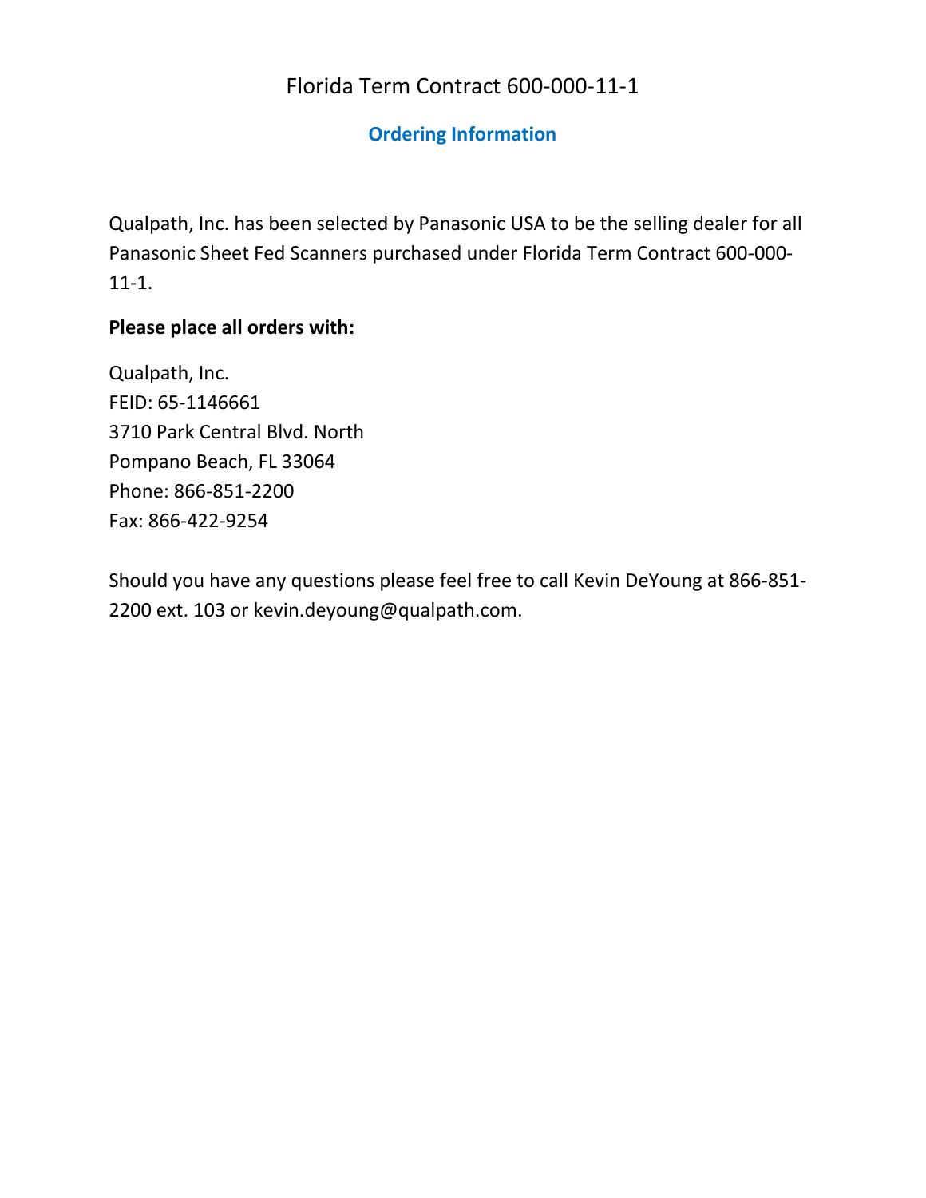# Florida Term Contract 600-000-11-1

## Ordering Information

Qualpath, Inc. has been selected by Panasonic USA to be the selling dealer for all Panasonic Sheet Fed Scanners purchased under Florida Term Contract 600-000-11-1.

**Please place all orders with:**

Qualpath, Inc.
FEID: 65-1146661
3710 Park Central Blvd. North
Pompano Beach, FL 33064
Phone: 866-851-2200
Fax: 866-422-9254

Should you have any questions please feel free to call Kevin DeYoung at 866-851-2200 ext. 103 or kevin.deyoung@qualpath.com.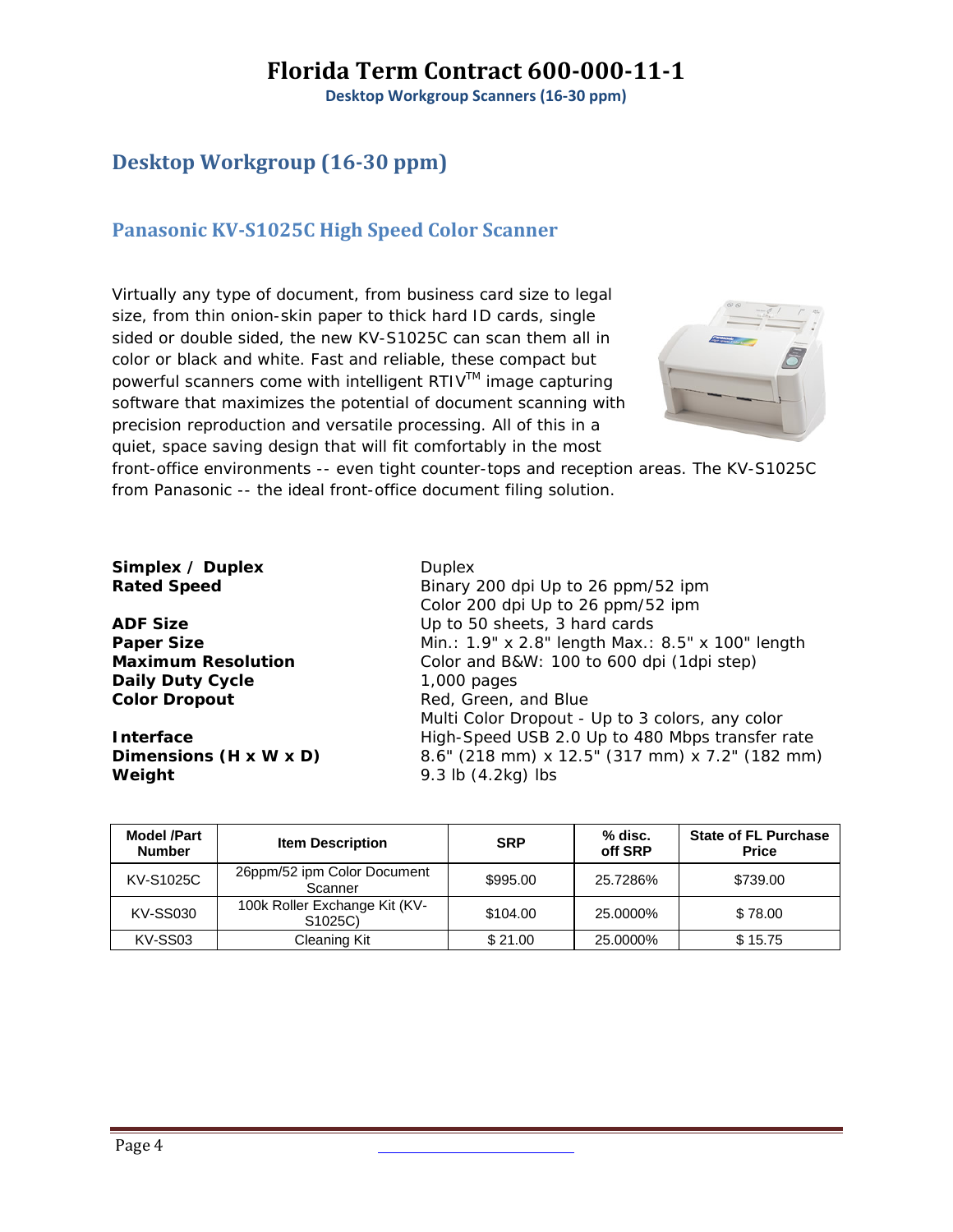# Desktop Workgroup (16-30 ppm)

## Panasonic KV-S1025C High Speed Color Scanner

Virtually any type of document, from business card size to legal size, from thin onion-skin paper to thick hard ID cards, single sided or double sided, the new KV-S1025C can scan them all in color or black and white. Fast and reliable, these compact but powerful scanners come with intelligent RTIV™ image capturing software that maximizes the potential of document scanning with precision reproduction and versatile processing. All of this in a quiet, space saving design that will fit comfortably in the most front-office environments -- even tight counter-tops and reception areas. The KV-S1025C from Panasonic -- the ideal front-office document filing solution.

**Simplex / Duplex** Duplex
**Rated Speed** Binary 200 dpi Up to 26 ppm/52 ipm
Color 200 dpi Up to 26 ppm/52 ipm
**ADF Size** Up to 50 sheets, 3 hard cards
**Paper Size** Min.: 1.9" x 2.8" length Max.: 8.5" x 100" length
**Maximum Resolution** Color and B&W: 100 to 600 dpi (1dpi step)
**Daily Duty Cycle** 1,000 pages
**Color Dropout** Red, Green, and Blue
Multi Color Dropout - Up to 3 colors, any color
**Interface** High-Speed USB 2.0 Up to 480 Mbps transfer rate
**Dimensions (H x W x D)** 8.6" (218 mm) x 12.5" (317 mm) x 7.2" (182 mm)
**Weight** 9.3 lb (4.2kg) lbs

| Model /Part Number | Item Description | SRP | % disc. off SRP | State of FL Purchase Price |
|---|---|---|---|---|
| KV-S1025C | 26ppm/52 ipm Color Document Scanner | $995.00 | 25.7286% | $739.00 |
| KV-SS030 | 100k Roller Exchange Kit (KV-S1025C) | $104.00 | 25.0000% | $ 78.00 |
| KV-SS03 | Cleaning Kit | $ 21.00 | 25.0000% | $ 15.75 |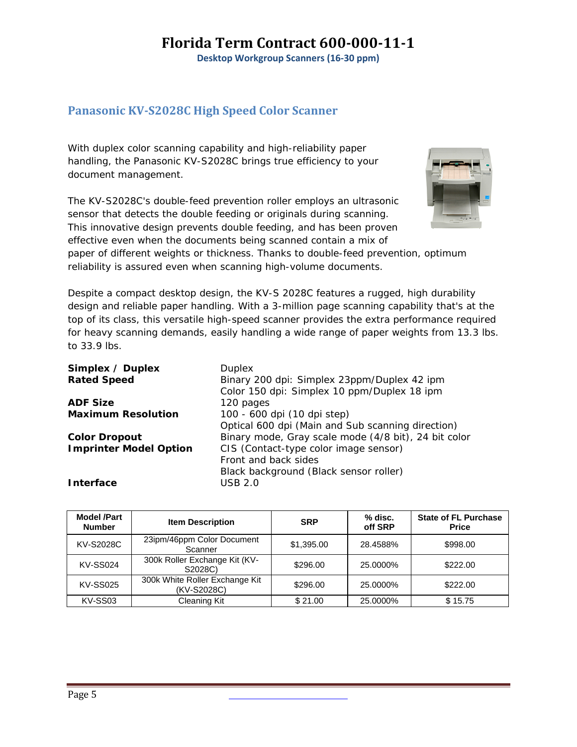# Florida Term Contract 600-000-11-1

**Desktop Workgroup Scanners (16-30 ppm)**

## Panasonic KV-S2028C High Speed Color Scanner

With duplex color scanning capability and high-reliability paper handling, the Panasonic KV-S2028C brings true efficiency to your document management.

The KV-S2028C's double-feed prevention roller employs an ultrasonic sensor that detects the double feeding or originals during scanning. This innovative design prevents double feeding, and has been proven effective even when the documents being scanned contain a mix of paper of different weights or thickness. Thanks to double-feed prevention, optimum reliability is assured even when scanning high-volume documents.

Despite a compact desktop design, the KV-S 2028C features a rugged, high durability design and reliable paper handling. With a 3-million page scanning capability that's at the top of its class, this versatile high-speed scanner provides the extra performance required for heavy scanning demands, easily handling a wide range of paper weights from 13.3 lbs. to 33.9 lbs.

**Simplex / Duplex** Duplex
**Rated Speed** Binary 200 dpi: Simplex 23ppm/Duplex 42 ipm
Color 150 dpi: Simplex 10 ppm/Duplex 18 ipm
**ADF Size** 120 pages
**Maximum Resolution** 100 - 600 dpi (10 dpi step)
Optical 600 dpi (Main and Sub scanning direction)
**Color Dropout** Binary mode, Gray scale mode (4/8 bit), 24 bit color
**Imprinter Model Option** CIS (Contact-type color image sensor)
Front and back sides
Black background (Black sensor roller)
**Interface** USB 2.0

| Model /Part Number | Item Description | SRP | % disc. off SRP | State of FL Purchase Price |
|---|---|---|---|---|
| KV-S2028C | 23ipim/46ppm Color Document Scanner | $1,395.00 | 28.4588% | $998.00 |
| KV-SS024 | 300k Roller Exchange Kit (KV-S2028C) | $296.00 | 25.0000% | $222.00 |
| KV-SS025 | 300k White Roller Exchange Kit (KV-S2028C) | $296.00 | 25.0000% | $222.00 |
| KV-SS03 | Cleaning Kit | $ 21.00 | 25.0000% | $ 15.75 |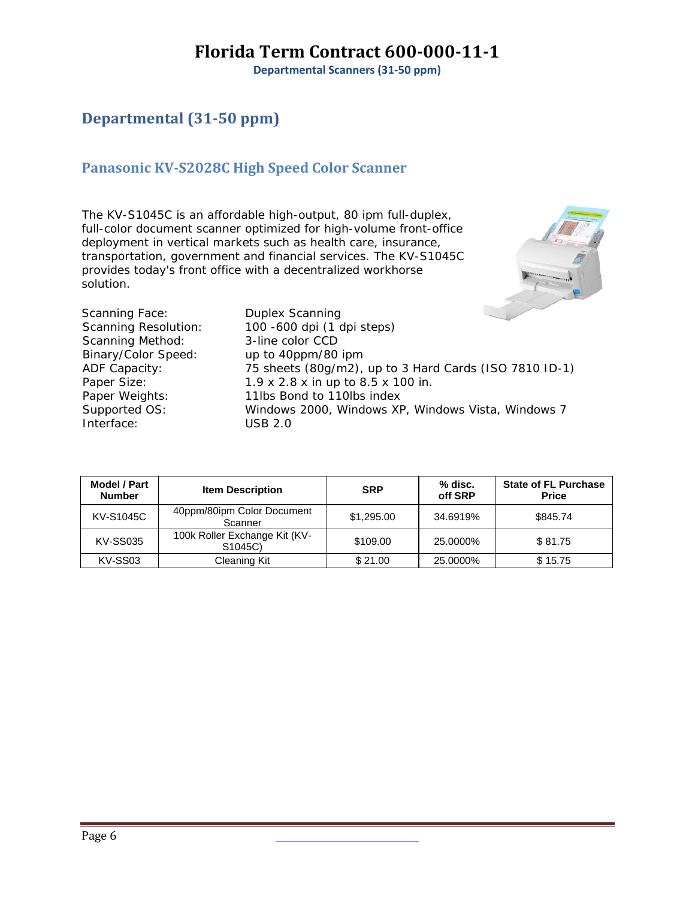# Departmental (31-50 ppm)

## Panasonic KV-S2028C High Speed Color Scanner

The KV-S1045C is an affordable high-output, 80 ipm full-duplex, full-color document scanner optimized for high-volume front-office deployment in vertical markets such as health care, insurance, transportation, government and financial services. The KV-S1045C provides today's front office with a decentralized workhorse solution.

| | |
|---|---|
| Scanning Face: | Duplex Scanning |
| Scanning Resolution: | 100 -600 dpi (1 dpi steps) |
| Scanning Method: | 3-line color CCD |
| Binary/Color Speed: | up to 40ppm/80 ipm |
| ADF Capacity: | 75 sheets (80g/m2), up to 3 Hard Cards (ISO 7810 ID-1) |
| Paper Size: | 1.9 x 2.8 x in up to 8.5 x 100 in. |
| Paper Weights: | 11lbs Bond to 110lbs index |
| Supported OS: | Windows 2000, Windows XP, Windows Vista, Windows 7 |
| Interface: | USB 2.0 |

| Model / Part Number | Item Description | SRP | % disc. off SRP | State of FL Purchase Price |
|---|---|---|---|---|
| KV-S1045C | 40ppm/80ipm Color Document Scanner | $1,295.00 | 34.6919% | $845.74 |
| KV-SS035 | 100k Roller Exchange Kit (KV-S1045C) | $109.00 | 25.0000% | $ 81.75 |
| KV-SS03 | Cleaning Kit | $ 21.00 | 25.0000% | $ 15.75 |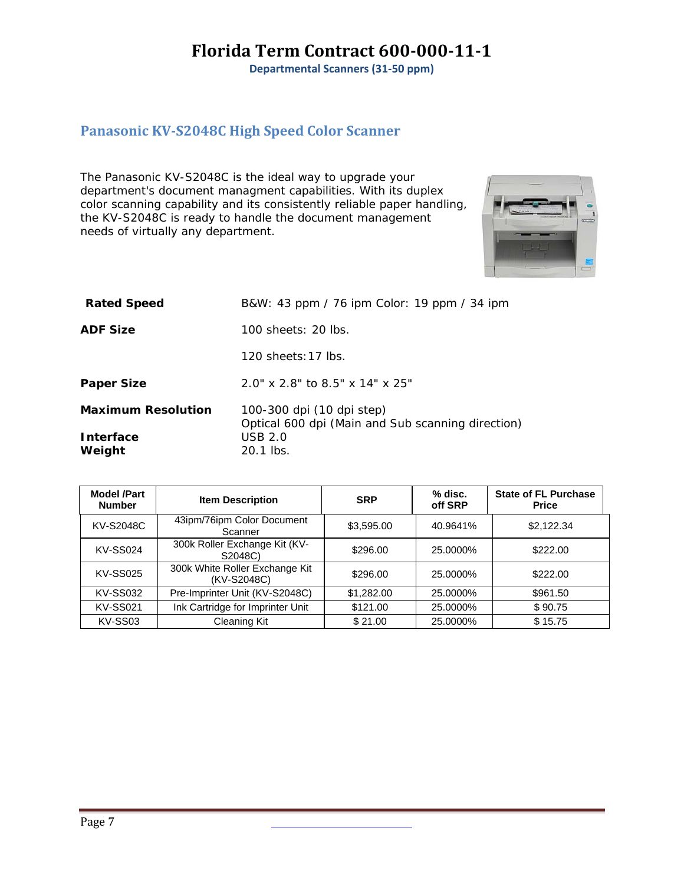# Florida Term Contract 600-000-11-1

**Departmental Scanners (31-50 ppm)**

## Panasonic KV-S2048C High Speed Color Scanner

The Panasonic KV-S2048C is the ideal way to upgrade your department's document managment capabilities. With its duplex color scanning capability and its consistently reliable paper handling, the KV-S2048C is ready to handle the document management needs of virtually any department.

**Rated Speed** B&W: 43 ppm / 76 ipm Color: 19 ppm / 34 ipm

**ADF Size** 100 sheets: 20 lbs.

120 sheets: 17 lbs.

**Paper Size** 2.0" x 2.8" to 8.5" x 14" x 25"

**Maximum Resolution** 100-300 dpi (10 dpi step)
Optical 600 dpi (Main and Sub scanning direction)

**Interface** USB 2.0

**Weight** 20.1 lbs.

| Model /Part Number | Item Description | SRP | % disc. off SRP | State of FL Purchase Price |
|---|---|---|---|---|
| KV-S2048C | 43ipm/76ipm Color Document Scanner | $3,595.00 | 40.9641% | $2,122.34 |
| KV-SS024 | 300k Roller Exchange Kit (KV-S2048C) | $296.00 | 25.0000% | $222.00 |
| KV-SS025 | 300k White Roller Exchange Kit (KV-S2048C) | $296.00 | 25.0000% | $222.00 |
| KV-SS032 | Pre-Imprinter Unit (KV-S2048C) | $1,282.00 | 25.0000% | $961.50 |
| KV-SS021 | Ink Cartridge for Imprinter Unit | $121.00 | 25.0000% | $ 90.75 |
| KV-SS03 | Cleaning Kit | $ 21.00 | 25.0000% | $ 15.75 |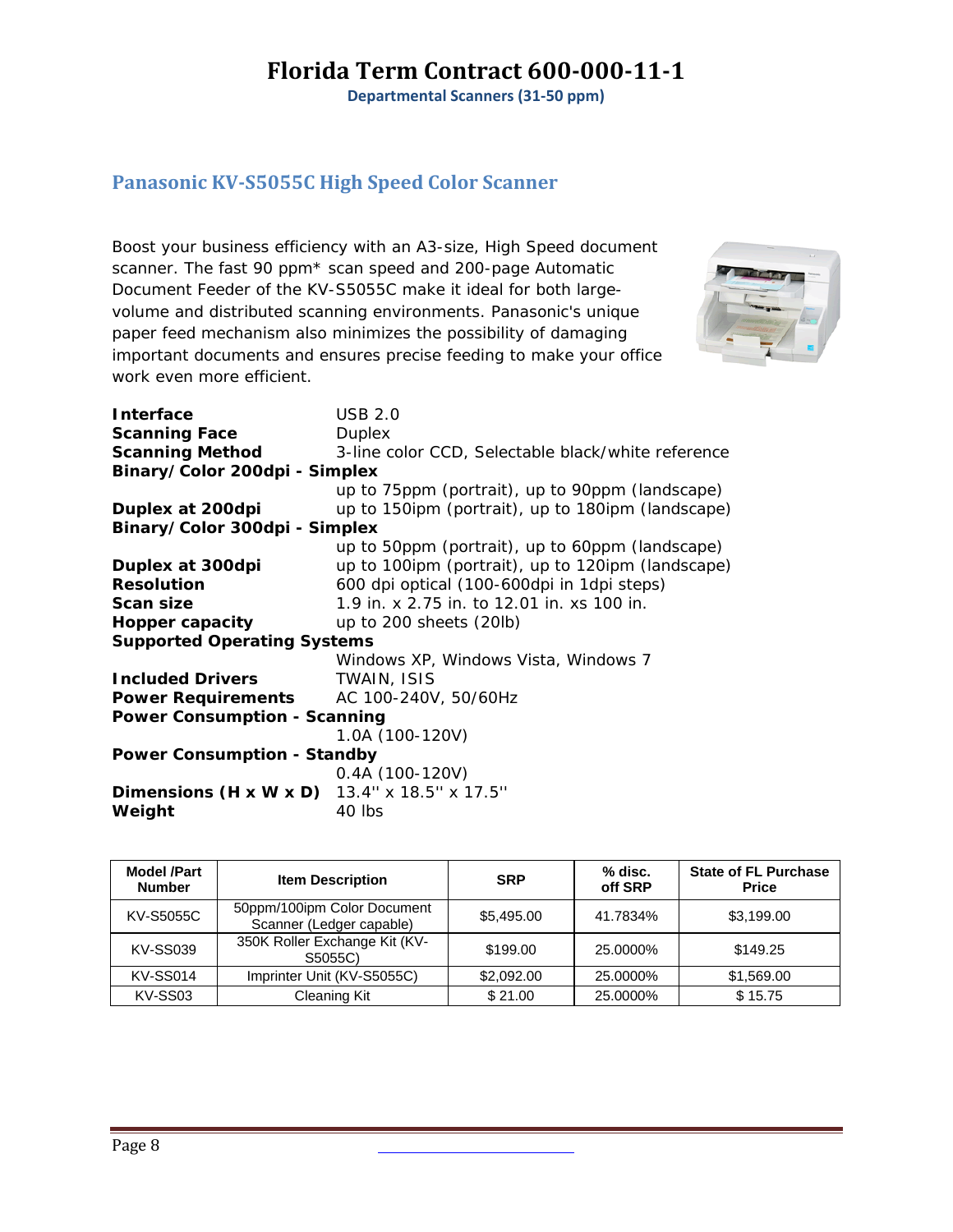# Florida Term Contract 600-000-11-1

**Departmental Scanners (31-50 ppm)**

## Panasonic KV-S5055C High Speed Color Scanner

Boost your business efficiency with an A3-size, High Speed document scanner. The fast 90 ppm* scan speed and 200-page Automatic Document Feeder of the KV-S5055C make it ideal for both large-volume and distributed scanning environments. Panasonic's unique paper feed mechanism also minimizes the possibility of damaging important documents and ensures precise feeding to make your office work even more efficient.

**Interface** USB 2.0
**Scanning Face** Duplex
**Scanning Method** 3-line color CCD, Selectable black/white reference
**Binary/Color 200dpi - Simplex**
up to 75ppm (portrait), up to 90ppm (landscape)
**Duplex at 200dpi** up to 150ipm (portrait), up to 180ipm (landscape)
**Binary/Color 300dpi - Simplex**
up to 50ppm (portrait), up to 60ppm (landscape)
**Duplex at 300dpi** up to 100ipm (portrait), up to 120ipm (landscape)
**Resolution** 600 dpi optical (100-600dpi in 1dpi steps)
**Scan size** 1.9 in. x 2.75 in. to 12.01 in. xs 100 in.
**Hopper capacity** up to 200 sheets (20lb)
**Supported Operating Systems**
Windows XP, Windows Vista, Windows 7
**Included Drivers** TWAIN, ISIS
**Power Requirements** AC 100-240V, 50/60Hz
**Power Consumption - Scanning**
1.0A (100-120V)
**Power Consumption - Standby**
0.4A (100-120V)
**Dimensions (H x W x D)** 13.4'' x 18.5'' x 17.5''
**Weight** 40 lbs

| Model /Part Number | Item Description | SRP | % disc. off SRP | State of FL Purchase Price |
|---|---|---|---|---|
| KV-S5055C | 50ppm/100ipm Color Document Scanner (Ledger capable) | $5,495.00 | 41.7834% | $3,199.00 |
| KV-SS039 | 350K Roller Exchange Kit (KV-S5055C) | $199.00 | 25.0000% | $149.25 |
| KV-SS014 | Imprinter Unit (KV-S5055C) | $2,092.00 | 25.0000% | $1,569.00 |
| KV-SS03 | Cleaning Kit | $ 21.00 | 25.0000% | $ 15.75 |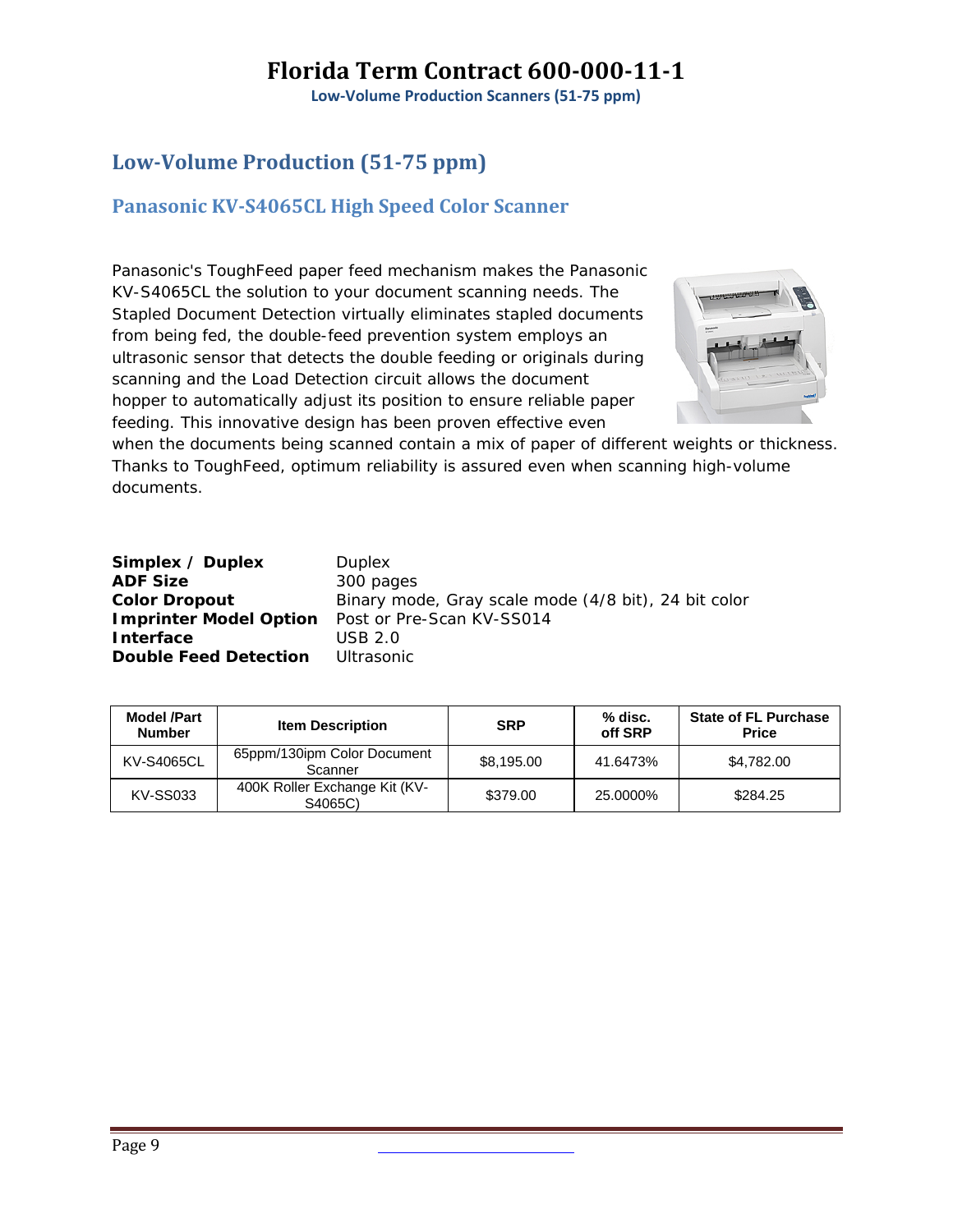## Low-Volume Production (51-75 ppm)

### Panasonic KV-S4065CL High Speed Color Scanner

Panasonic's ToughFeed paper feed mechanism makes the Panasonic KV-S4065CL the solution to your document scanning needs. The Stapled Document Detection virtually eliminates stapled documents from being fed, the double-feed prevention system employs an ultrasonic sensor that detects the double feeding or originals during scanning and the Load Detection circuit allows the document hopper to automatically adjust its position to ensure reliable paper feeding. This innovative design has been proven effective even when the documents being scanned contain a mix of paper of different weights or thickness. Thanks to ToughFeed, optimum reliability is assured even when scanning high-volume documents.

**Simplex / Duplex** Duplex
**ADF Size** 300 pages
**Color Dropout** Binary mode, Gray scale mode (4/8 bit), 24 bit color
**Imprinter Model Option** Post or Pre-Scan KV-SS014
**Interface** USB 2.0
**Double Feed Detection** Ultrasonic

| Model /Part Number | Item Description | SRP | % disc. off SRP | State of FL Purchase Price |
|---|---|---|---|---|
| KV-S4065CL | 65ppm/130ipm Color Document Scanner | $8,195.00 | 41.6473% | $4,782.00 |
| KV-SS033 | 400K Roller Exchange Kit (KV-S4065C) | $379.00 | 25.0000% | $284.25 |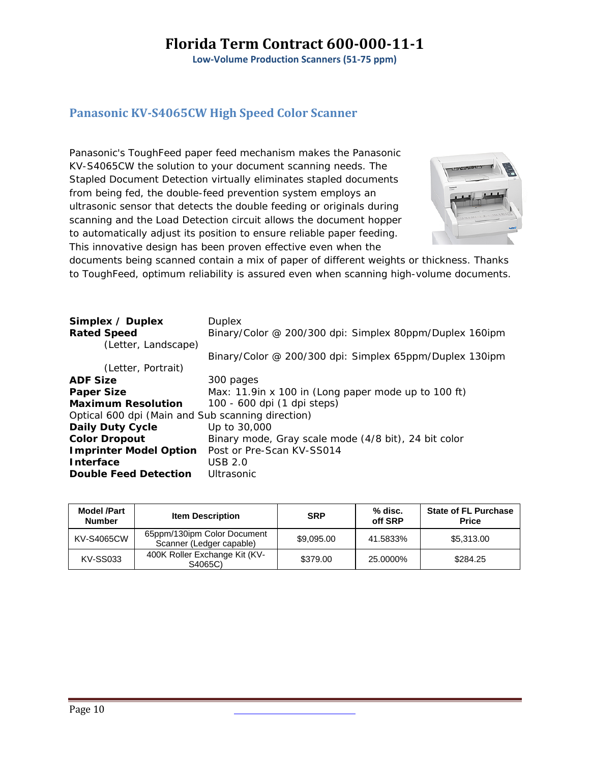# Florida Term Contract 600-000-11-1

**Low-Volume Production Scanners (51-75 ppm)**

## Panasonic KV-S4065CW High Speed Color Scanner

Panasonic's ToughFeed paper feed mechanism makes the Panasonic KV-S4065CW the solution to your document scanning needs. The Stapled Document Detection virtually eliminates stapled documents from being fed, the double-feed prevention system employs an ultrasonic sensor that detects the double feeding or originals during scanning and the Load Detection circuit allows the document hopper to automatically adjust its position to ensure reliable paper feeding. This innovative design has been proven effective even when the documents being scanned contain a mix of paper of different weights or thickness. Thanks to ToughFeed, optimum reliability is assured even when scanning high-volume documents.

**Simplex / Duplex** Duplex
**Rated Speed** Binary/Color @ 200/300 dpi: Simplex 80ppm/Duplex 160ipm
(Letter, Landscape)
Binary/Color @ 200/300 dpi: Simplex 65ppm/Duplex 130ipm
(Letter, Portrait)
**ADF Size** 300 pages
**Paper Size** Max: 11.9in x 100 in (Long paper mode up to 100 ft)
**Maximum Resolution** 100 - 600 dpi (1 dpi steps)
Optical 600 dpi (Main and Sub scanning direction)
**Daily Duty Cycle** Up to 30,000
**Color Dropout** Binary mode, Gray scale mode (4/8 bit), 24 bit color
**Imprinter Model Option** Post or Pre-Scan KV-SS014
**Interface** USB 2.0
**Double Feed Detection** Ultrasonic

| Model /Part Number | Item Description | SRP | % disc. off SRP | State of FL Purchase Price |
|---|---|---|---|---|
| KV-S4065CW | 65ppm/130ipm Color Document Scanner (Ledger capable) | $9,095.00 | 41.5833% | $5,313.00 |
| KV-SS033 | 400K Roller Exchange Kit (KV-S4065C) | $379.00 | 25.0000% | $284.25 |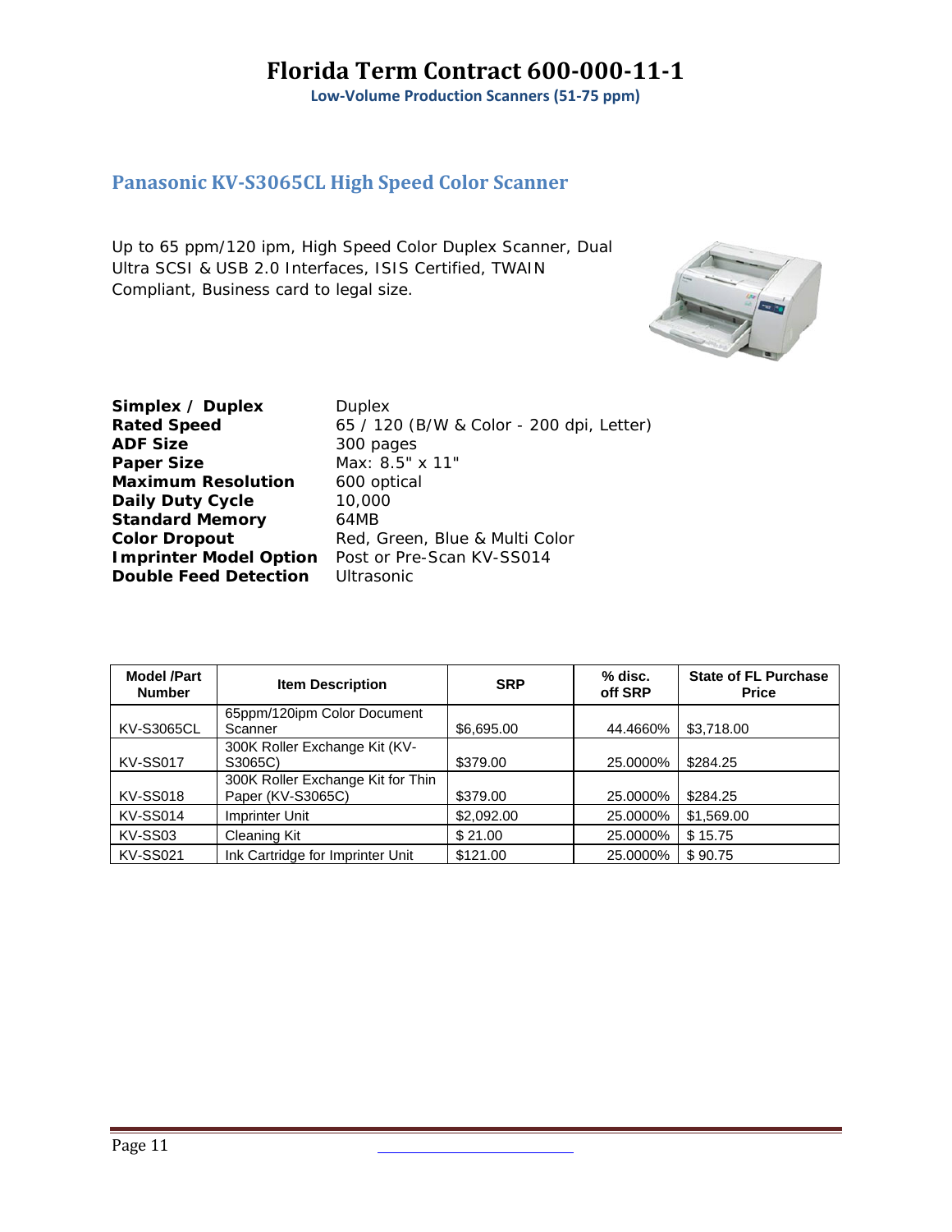# Florida Term Contract 600-000-11-1

**Low-Volume Production Scanners (51-75 ppm)**

## Panasonic KV-S3065CL High Speed Color Scanner

Up to 65 ppm/120 ipm, High Speed Color Duplex Scanner, Dual Ultra SCSI & USB 2.0 Interfaces, ISIS Certified, TWAIN Compliant, Business card to legal size.

| | |
|---|---|
| **Simplex / Duplex** | Duplex |
| **Rated Speed** | 65 / 120 (B/W & Color - 200 dpi, Letter) |
| **ADF Size** | 300 pages |
| **Paper Size** | Max: 8.5" x 11" |
| **Maximum Resolution** | 600 optical |
| **Daily Duty Cycle** | 10,000 |
| **Standard Memory** | 64MB |
| **Color Dropout** | Red, Green, Blue & Multi Color |
| **Imprinter Model Option** | Post or Pre-Scan KV-SS014 |
| **Double Feed Detection** | Ultrasonic |

| Model /Part Number | Item Description | SRP | % disc. off SRP | State of FL Purchase Price |
|---|---|---|---|---|
| KV-S3065CL | 65ppm/120ipm Color Document Scanner | $6,695.00 | 44.4660% | $3,718.00 |
| KV-SS017 | 300K Roller Exchange Kit (KV-S3065C) | $379.00 | 25.0000% | $284.25 |
| KV-SS018 | 300K Roller Exchange Kit for Thin Paper (KV-S3065C) | $379.00 | 25.0000% | $284.25 |
| KV-SS014 | Imprinter Unit | $2,092.00 | 25.0000% | $1,569.00 |
| KV-SS03 | Cleaning Kit | $ 21.00 | 25.0000% | $ 15.75 |
| KV-SS021 | Ink Cartridge for Imprinter Unit | $121.00 | 25.0000% | $ 90.75 |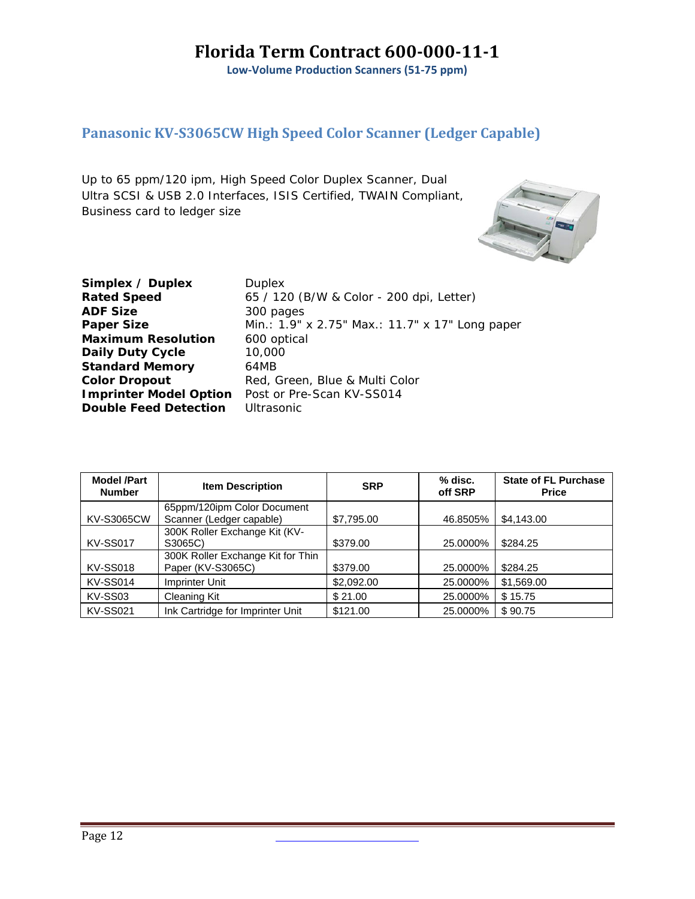# Florida Term Contract 600-000-11-1

**Low-Volume Production Scanners (51-75 ppm)**

## Panasonic KV-S3065CW High Speed Color Scanner (Ledger Capable)

Up to 65 ppm/120 ipm, High Speed Color Duplex Scanner, Dual Ultra SCSI & USB 2.0 Interfaces, ISIS Certified, TWAIN Compliant, Business card to ledger size

| | |
|---|---|
| **Simplex / Duplex** | Duplex |
| **Rated Speed** | 65 / 120 (B/W & Color - 200 dpi, Letter) |
| **ADF Size** | 300 pages |
| **Paper Size** | Min.: 1.9" x 2.75" Max.: 11.7" x 17" Long paper |
| **Maximum Resolution** | 600 optical |
| **Daily Duty Cycle** | 10,000 |
| **Standard Memory** | 64MB |
| **Color Dropout** | Red, Green, Blue & Multi Color |
| **Imprinter Model Option** | Post or Pre-Scan KV-SS014 |
| **Double Feed Detection** | Ultrasonic |

| Model /Part Number | Item Description | SRP | % disc. off SRP | State of FL Purchase Price |
|---|---|---|---|---|
| KV-S3065CW | 65ppm/120ipm Color Document Scanner (Ledger capable) | $7,795.00 | 46.8505% | $4,143.00 |
| KV-SS017 | 300K Roller Exchange Kit (KV-S3065C) | $379.00 | 25.0000% | $284.25 |
| KV-SS018 | 300K Roller Exchange Kit for Thin Paper (KV-S3065C) | $379.00 | 25.0000% | $284.25 |
| KV-SS014 | Imprinter Unit | $2,092.00 | 25.0000% | $1,569.00 |
| KV-SS03 | Cleaning Kit | $ 21.00 | 25.0000% | $ 15.75 |
| KV-SS021 | Ink Cartridge for Imprinter Unit | $121.00 | 25.0000% | $ 90.75 |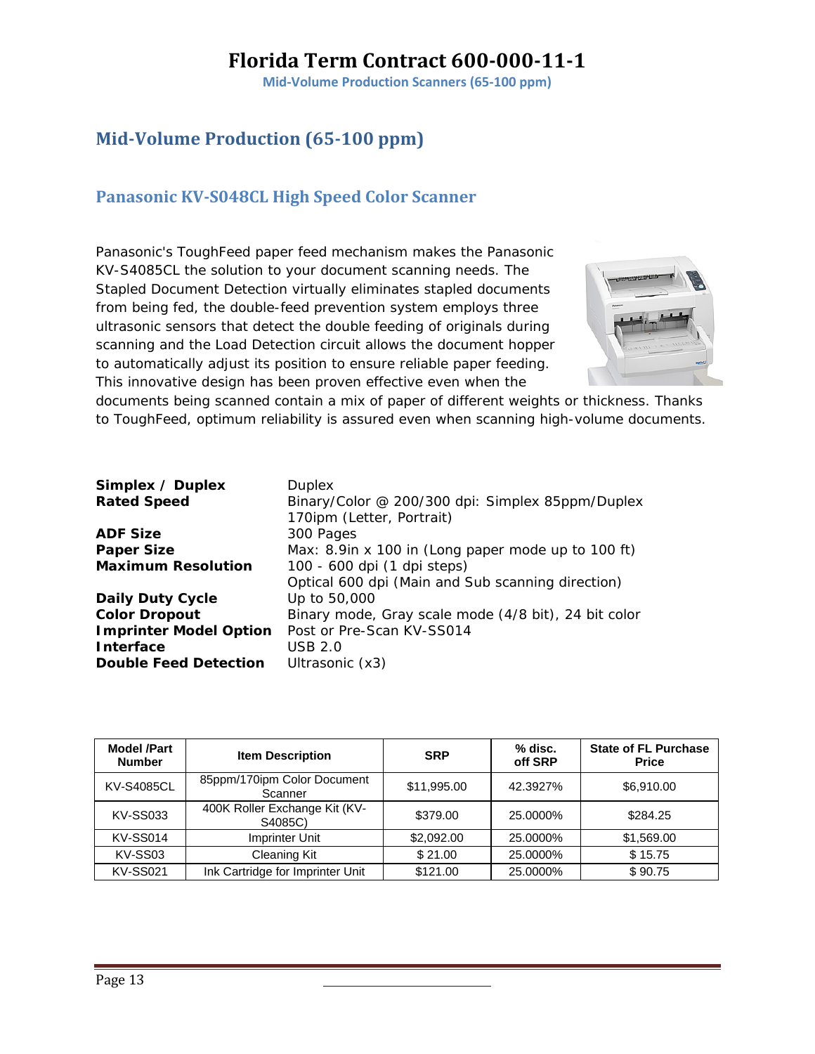## Mid-Volume Production (65-100 ppm)

### Panasonic KV-S048CL High Speed Color Scanner

Panasonic's ToughFeed paper feed mechanism makes the Panasonic KV-S4085CL the solution to your document scanning needs. The Stapled Document Detection virtually eliminates stapled documents from being fed, the double-feed prevention system employs three ultrasonic sensors that detect the double feeding of originals during scanning and the Load Detection circuit allows the document hopper to automatically adjust its position to ensure reliable paper feeding. This innovative design has been proven effective even when the documents being scanned contain a mix of paper of different weights or thickness. Thanks to ToughFeed, optimum reliability is assured even when scanning high-volume documents.

**Simplex / Duplex** Duplex
**Rated Speed** Binary/Color @ 200/300 dpi: Simplex 85ppm/Duplex 170ipm (Letter, Portrait)
**ADF Size** 300 Pages
**Paper Size** Max: 8.9in x 100 in (Long paper mode up to 100 ft)
**Maximum Resolution** 100 - 600 dpi (1 dpi steps)
Optical 600 dpi (Main and Sub scanning direction)
**Daily Duty Cycle** Up to 50,000
**Color Dropout** Binary mode, Gray scale mode (4/8 bit), 24 bit color
**Imprinter Model Option** Post or Pre-Scan KV-SS014
**Interface** USB 2.0
**Double Feed Detection** Ultrasonic (x3)

| Model /Part Number | Item Description | SRP | % disc. off SRP | State of FL Purchase Price |
|---|---|---|---|---|
| KV-S4085CL | 85ppm/170ipm Color Document Scanner | $11,995.00 | 42.3927% | $6,910.00 |
| KV-SS033 | 400K Roller Exchange Kit (KV-S4085C) | $379.00 | 25.0000% | $284.25 |
| KV-SS014 | Imprinter Unit | $2,092.00 | 25.0000% | $1,569.00 |
| KV-SS03 | Cleaning Kit | $ 21.00 | 25.0000% | $ 15.75 |
| KV-SS021 | Ink Cartridge for Imprinter Unit | $121.00 | 25.0000% | $ 90.75 |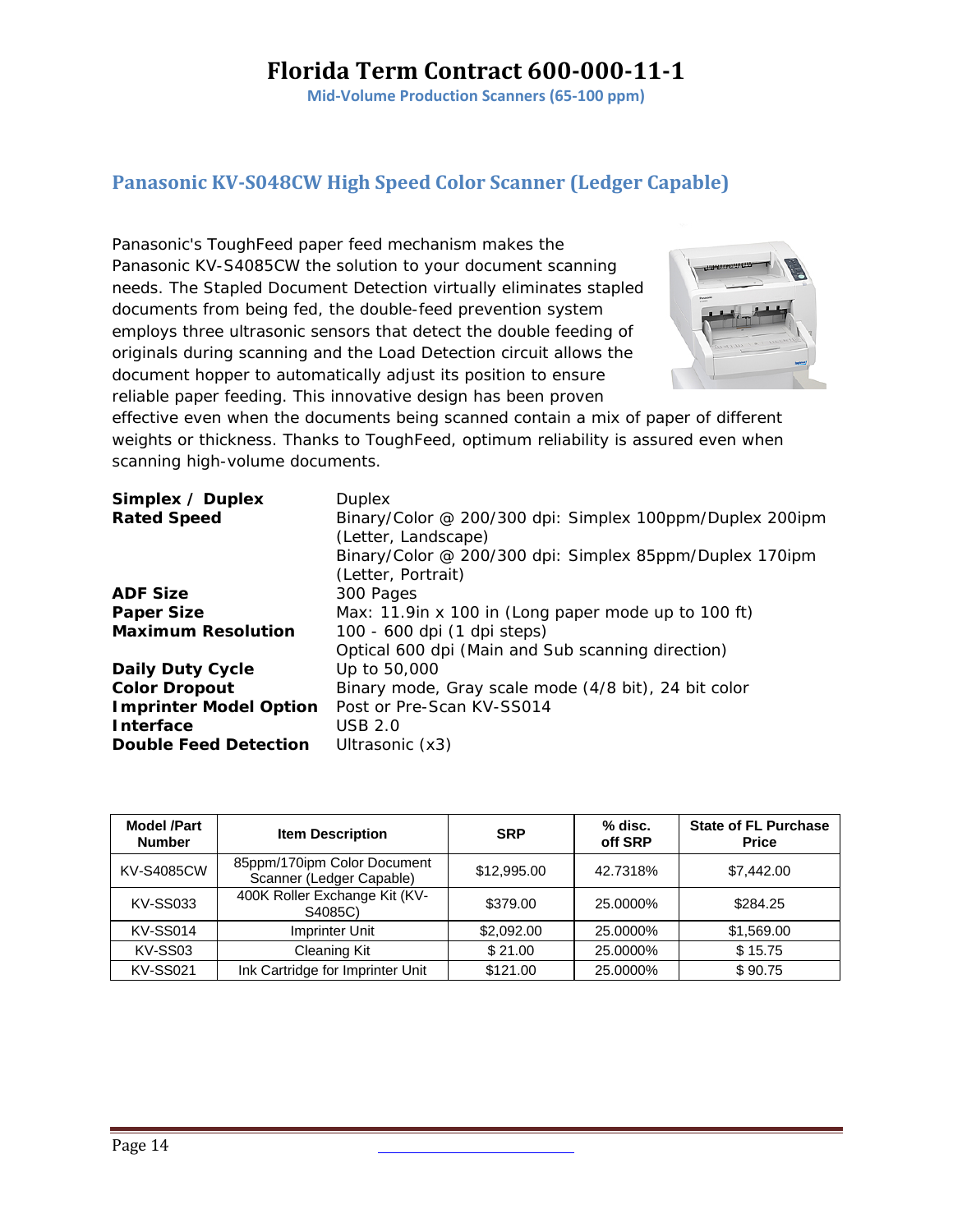# Florida Term Contract 600-000-11-1

**Mid-Volume Production Scanners (65-100 ppm)**

## Panasonic KV-S048CW High Speed Color Scanner (Ledger Capable)

Panasonic's ToughFeed paper feed mechanism makes the Panasonic KV-S4085CW the solution to your document scanning needs. The Stapled Document Detection virtually eliminates stapled documents from being fed, the double-feed prevention system employs three ultrasonic sensors that detect the double feeding of originals during scanning and the Load Detection circuit allows the document hopper to automatically adjust its position to ensure reliable paper feeding. This innovative design has been proven effective even when the documents being scanned contain a mix of paper of different weights or thickness. Thanks to ToughFeed, optimum reliability is assured even when scanning high-volume documents.

| | |
|---|---|
| **Simplex / Duplex** | Duplex |
| **Rated Speed** | Binary/Color @ 200/300 dpi: Simplex 100ppm/Duplex 200ipm (Letter, Landscape)<br>Binary/Color @ 200/300 dpi: Simplex 85ppm/Duplex 170ipm (Letter, Portrait) |
| **ADF Size** | 300 Pages |
| **Paper Size** | Max: 11.9in x 100 in (Long paper mode up to 100 ft) |
| **Maximum Resolution** | 100 - 600 dpi (1 dpi steps)<br>Optical 600 dpi (Main and Sub scanning direction) |
| **Daily Duty Cycle** | Up to 50,000 |
| **Color Dropout** | Binary mode, Gray scale mode (4/8 bit), 24 bit color |
| **Imprinter Model Option** | Post or Pre-Scan KV-SS014 |
| **Interface** | USB 2.0 |
| **Double Feed Detection** | Ultrasonic (x3) |

| Model /Part Number | Item Description | SRP | % disc. off SRP | State of FL Purchase Price |
|---|---|---|---|---|
| KV-S4085CW | 85ppm/170ipm Color Document Scanner (Ledger Capable) | $12,995.00 | 42.7318% | $7,442.00 |
| KV-SS033 | 400K Roller Exchange Kit (KV-S4085C) | $379.00 | 25.0000% | $284.25 |
| KV-SS014 | Imprinter Unit | $2,092.00 | 25.0000% | $1,569.00 |
| KV-SS03 | Cleaning Kit | $ 21.00 | 25.0000% | $ 15.75 |
| KV-SS021 | Ink Cartridge for Imprinter Unit | $121.00 | 25.0000% | $ 90.75 |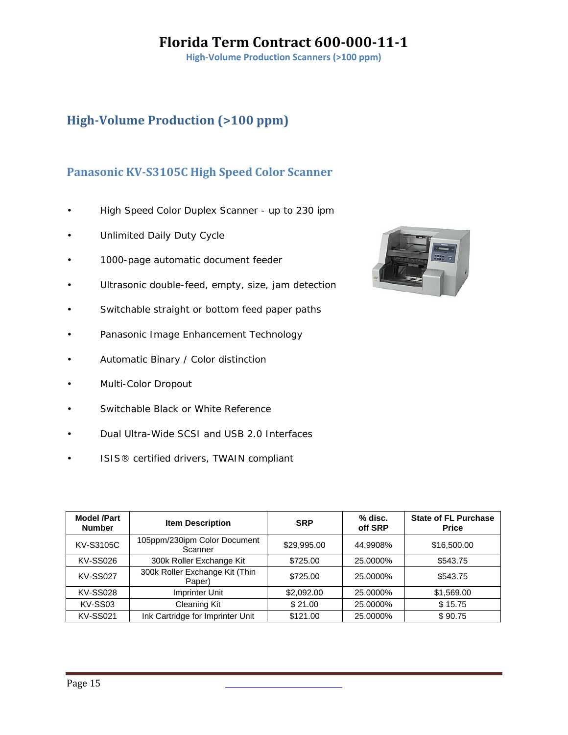# Florida Term Contract 600-000-11-1

## High-Volume Production (>100 ppm)

### Panasonic KV-S3105C High Speed Color Scanner

- High Speed Color Duplex Scanner - up to 230 ipm
- Unlimited Daily Duty Cycle
- 1000-page automatic document feeder
- Ultrasonic double-feed, empty, size, jam detection
- Switchable straight or bottom feed paper paths
- Panasonic Image Enhancement Technology
- Automatic Binary / Color distinction
- Multi-Color Dropout
- Switchable Black or White Reference
- Dual Ultra-Wide SCSI and USB 2.0 Interfaces
- ISIS® certified drivers, TWAIN compliant

| Model /Part Number | Item Description | SRP | % disc. off SRP | State of FL Purchase Price |
|---|---|---|---|---|
| KV-S3105C | 105ppm/230ipm Color Document Scanner | $29,995.00 | 44.9908% | $16,500.00 |
| KV-SS026 | 300k Roller Exchange Kit | $725.00 | 25.0000% | $543.75 |
| KV-SS027 | 300k Roller Exchange Kit (Thin Paper) | $725.00 | 25.0000% | $543.75 |
| KV-SS028 | Imprinter Unit | $2,092.00 | 25.0000% | $1,569.00 |
| KV-SS03 | Cleaning Kit | $ 21.00 | 25.0000% | $ 15.75 |
| KV-SS021 | Ink Cartridge for Imprinter Unit | $121.00 | 25.0000% | $ 90.75 |